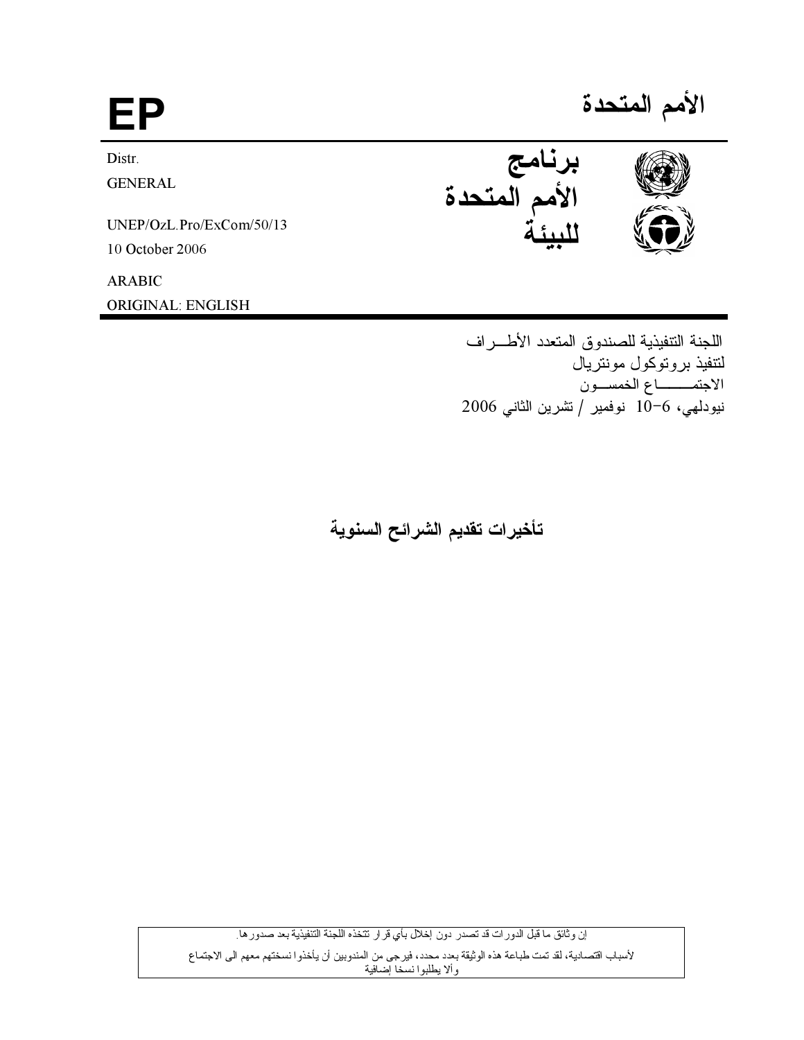# EP

# الأمم المتحدة

Distr.
GENERAL

UNEP/OzL.Pro/ExCom/50/13
10 October 2006

ARABIC
ORIGINAL: ENGLISH

## برنامج الأمم المتحدة للبيئة

اللجنة التنفيذية للصندوق المتعدد الأطـــراف
لتنفيذ بروتوكول مونتريال
الاجتمــــــاع الخمســون
نيودلهي، 6–10 نوفمير / تشرين الثاني 2006

## تأخيرات تقديم الشرائح السنوية

إن وثائق ما قبل الدورات قد تصدر دون إخلال بأي قرار تتخذه اللجنة التنفيذية بعد صدورها.

لأسباب اقتصادية، لقد تمت طباعة هذه الوثيقة بعدد محدد، فيرجى من المندوبين أن يأخذوا نسختهم معهم الى الاجتماع وألا يطلبوا نسخا إضافية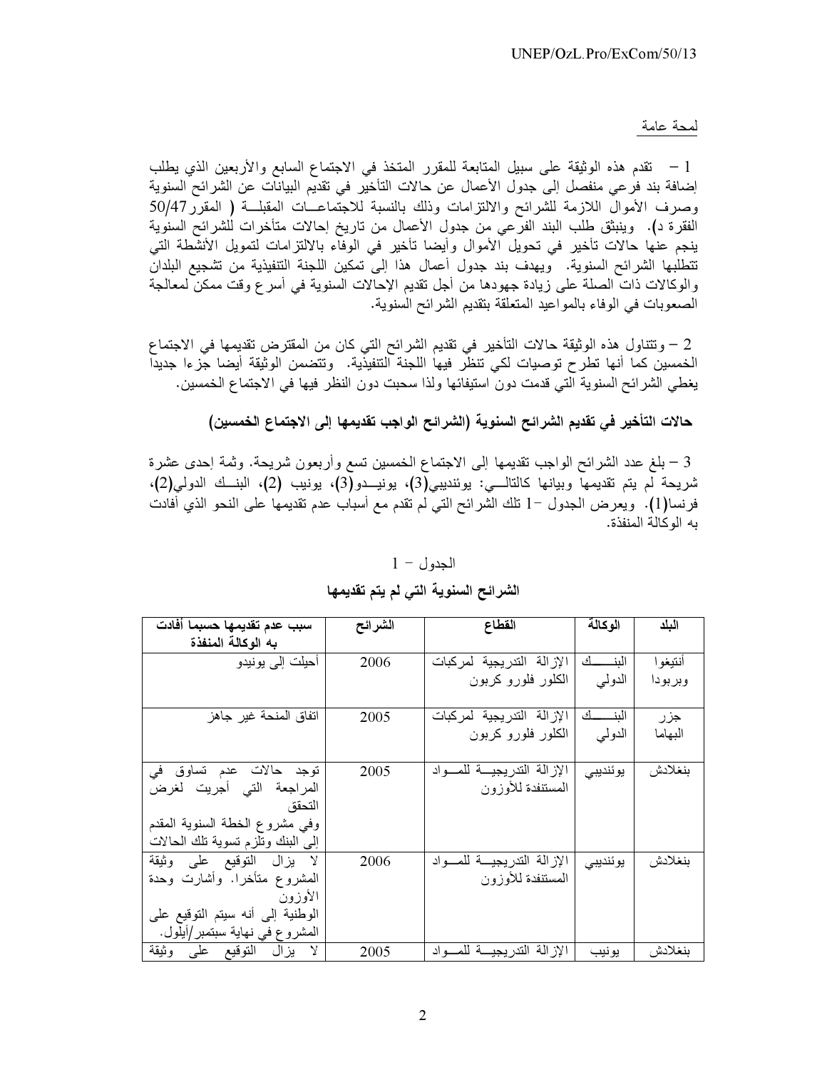لمحة عامة

1 – تقدم هذه الوثيقة على سبيل المتابعة للمقرر المتخذ في الاجتماع السابع والأربعين الذي يطلب إضافة بند فرعي منفصل إلى جدول الأعمال عن حالات التأخير في تقديم البيانات عن الشرائح السنوية وصرف الأموال اللازمة للشرائح والالتزامات وذلك بالنسبة للاجتماعات المقبلة ( المقرر 50/47 الفقرة د). وينبثق طلب البند الفرعي من جدول الأعمال من تاريخ إحالات متأخرات للشرائح السنوية ينجم عنها حالات تأخير في تحويل الأموال وأيضا تأخير في الوفاء بالالتزامات لتمويل الأنشطة التي تتطلبها الشرائح السنوية. ويهدف بند جدول أعمال هذا إلى تمكين اللجنة التنفيذية من تشجيع البلدان والوكالات ذات الصلة على زيادة جهودها من أجل تقديم الإحالات السنوية في أسرع وقت ممكن لمعالجة الصعوبات في الوفاء بالمواعيد المتعلقة بتقديم الشرائح السنوية.

2 – وتتناول هذه الوثيقة حالات التأخير في تقديم الشرائح التي كان من المقترض تقديمها في الاجتماع الخمسين كما أنها تطرح توصيات لكي تنظر فيها اللجنة التنفيذية. وتتضمن الوثيقة أيضا جزءا جديدا يغطي الشرائح السنوية التي قدمت دون استيفائها ولذا سحبت دون النظر فيها في الاجتماع الخمسين.

## حالات التأخير في تقديم الشرائح السنوية (الشرائح الواجب تقديمها إلى الاجتماع الخمسين)

3 – بلغ عدد الشرائح الواجب تقديمها إلى الاجتماع الخمسين تسع وأربعون شريحة. وثمة إحدى عشرة شريحة لم يتم تقديمها وبيانها كالتالي: يوئنديبي(3)، يونيدو(3)، يونيب (2)، البنك الدولي(2)، فرنسا(1). ويعرض الجدول –1 تلك الشرائح التي لم تقدم مع أسباب عدم تقديمها على النحو الذي أفادت به الوكالة المنفذة.

الجدول – 1

**الشرائح السنوية التي لم يتم تقديمها**

| البلد | الوكالة | القطاع | الشرائح | سبب عدم تقديمها حسبما أفادت به الوكالة المنفذة |
|---|---|---|---|---|
| أنتيغوا وبربودا | البنك الدولي | الإزالة التدريجية لمركبات الكلور فلورو كربون | 2006 | أحيلت إلى يونيدو |
| جزر البهاما | البنك الدولي | الإزالة التدريجية لمركبات الكلور فلورو كربون | 2005 | اتفاق المنحة غير جاهز |
| بنغلادش | يوئنديبي | الإزالة التدريجية للمواد المستنفدة للأوزون | 2005 | توجد حالات عدم تساوق في المراجعة التي أجريت لغرض التحقق وفي مشروع الخطة السنوية المقدم إلى البنك وتلزم تسوية تلك الحالات |
| بنغلادش | يوئنديبي | الإزالة التدريجية للمواد المستنفدة للأوزون | 2006 | لا يزال التوقيع على وثيقة المشروع متأخرا. وأشارت وحدة الأوزون الوطنية إلى أنه سيتم التوقيع على المشروع في نهاية سبتمبر/أيلول. |
| بنغلادش | يونيب | الإزالة التدريجية للمواد | 2005 | لا يزال التوقيع على وثيقة |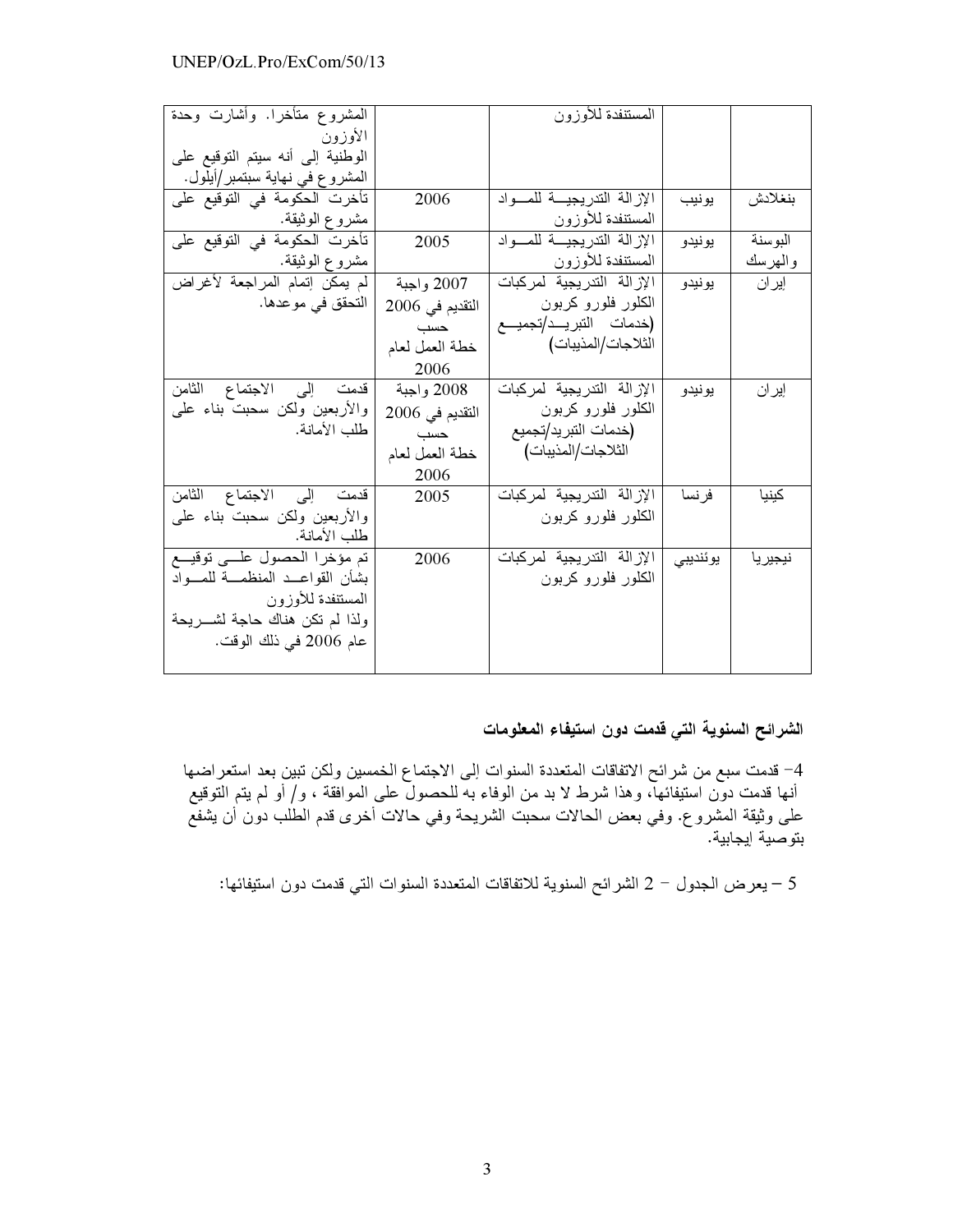| البلد | الوكالة | المشروع | التاريخ | السبب |
| --- | --- | --- | --- | --- |
| | | المستنفدة للأوزون | | المشروع متأخرا. وأشارت وحدة الأوزون الوطنية إلى أنه سيتم التوقيع على المشروع في نهاية سبتمبر/أيلول. |
| بنغلادش | يونيب | الإزالة التدريجية للمواد المستنفدة للأوزون | 2006 | تأخرت الحكومة في التوقيع على مشروع الوثيقة. |
| البوسنة والهرسك | يونيدو | الإزالة التدريجية للمواد المستنفدة للأوزون | 2005 | تأخرت الحكومة في التوقيع على مشروع الوثيقة. |
| إيران | يونيدو | الإزالة التدريجية لمركبات الكلور فلورو كربون (خدمات التبريد/تجميع الثلاجات/المذيبات) | 2007 واجبة التقديم في 2006 حسب خطة العمل لعام 2006 | لم يمكن إتمام المراجعة لأغراض التحقق في موعدها. |
| إيران | يونيدو | الإزالة التدريجية لمركبات الكلور فلورو كربون (خدمات التبريد/تجميع الثلاجات/المذيبات) | 2008 واجبة التقديم في 2006 حسب خطة العمل لعام 2006 | قدمت إلى الاجتماع الثامن والأربعين ولكن سحبت بناء على طلب الأمانة. |
| كينيا | فرنسا | الإزالة التدريجية لمركبات الكلور فلورو كربون | 2005 | قدمت إلى الاجتماع الثامن والأربعين ولكن سحبت بناء على طلب الأمانة. |
| نيجيريا | يوئنديبي | الإزالة التدريجية لمركبات الكلور فلورو كربون | 2006 | تم مؤخرا الحصول على توقيع بشأن القواعد المنظمة للمواد المستنفدة للأوزون ولذا لم تكن هناك حاجة لشريحة عام 2006 في ذلك الوقت. |

**الشرائح السنوية التي قدمت دون استيفاء المعلومات**

4- قدمت سبع من شرائح الاتفاقات المتعددة السنوات إلى الاجتماع الخمسين ولكن تبين بعد استعراضها أنها قدمت دون استيفائها، وهذا شرط لا بد من الوفاء به للحصول على الموافقة ، و/ أو لم يتم التوقيع على وثيقة المشروع. وفي بعض الحالات سحبت الشريحة وفي حالات أخرى قدم الطلب دون أن يشفع بتوصية إيجابية.

5 – يعرض الجدول – 2 الشرائح السنوية للاتفاقات المتعددة السنوات التي قدمت دون استيفائها: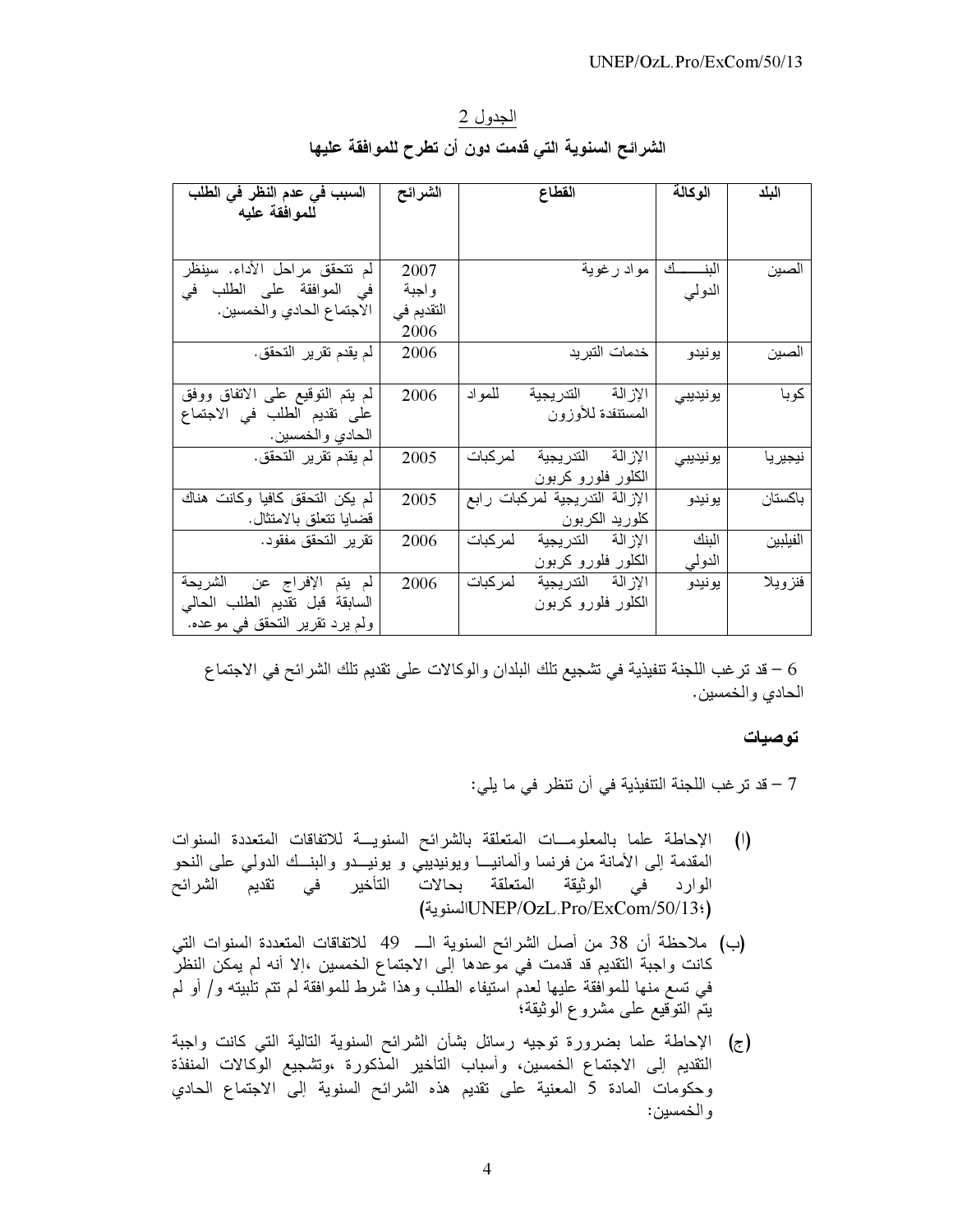الجدول 2

**الشرائح السنوية التي قدمت دون أن تطرح للموافقة عليها**

| البلد | الوكالة | القطاع | الشرائح | السبب في عدم النظر في الطلب للموافقة عليه |
|---|---|---|---|---|
| الصين | البنك الدولي | مواد رغوية | 2007 واجبة التقديم في 2006 | لم تتحقق مراحل الأداء. سينظر في الموافقة على الطلب في الاجتماع الحادي والخمسين. |
| الصين | يونيدو | خدمات التبريد | 2006 | لم يقدم تقرير التحقق. |
| كوبا | يونيديبي | الإزالة التدريجية للمواد المستنفدة للأوزون | 2006 | لم يتم التوقيع على الاتفاق ووفق على تقديم الطلب في الاجتماع الحادي والخمسين. |
| نيجيريا | يونيديبي | الإزالة التدريجية لمركبات الكلور فلورو كربون | 2005 | لم يقدم تقرير التحقق. |
| باكستان | يونيدو | الإزالة التدريجية لمركبات رابع كلوريد الكربون | 2005 | لم يكن التحقق كافيا وكانت هناك قضايا تتعلق بالامتثال. |
| الفيلبين | البنك الدولي | الإزالة التدريجية لمركبات الكلور فلورو كربون | 2006 | تقرير التحقق مفقود. |
| فنزويلا | يونيدو | الإزالة التدريجية لمركبات الكلور فلورو كربون | 2006 | لم يتم الإفراج عن الشريحة السابقة قبل تقديم الطلب الحالي ولم يرد تقرير التحقق في موعده. |

6 – قد ترغب اللجنة تنفيذية في تشجيع تلك البلدان والوكالات على تقديم تلك الشرائح في الاجتماع الحادي والخمسين.

**توصيات**

7 – قد ترغب اللجنة التنفيذية في أن تنظر في ما يلي:

(ا) الإحاطة علما بالمعلومات المتعلقة بالشرائح السنوية للاتفاقات المتعددة السنوات المقدمة إلى الأمانة من فرنسا وألمانيا ويونيديبي و يونيدو والبنك الدولي على النحو الوارد في الوثيقة المتعلقة بحالات التأخير في تقديم الشرائح السنوية(UNEP/OzL.Pro/ExCom/50/13؛)

(ب) ملاحظة أن 38 من أصل الشرائح السنوية الـ 49 للاتفاقات المتعددة السنوات التي كانت واجبة التقديم قد قدمت في موعدها إلى الاجتماع الخمسين ،إلا أنه لم يمكن النظر في تسع منها للموافقة عليها لعدم استيفاء الطلب وهذا شرط للموافقة لم تتم تلبيته و/ أو لم يتم التوقيع على مشروع الوثيقة؛

(ج) الإحاطة علما بضرورة توجيه رسائل بشأن الشرائح السنوية التالية التي كانت واجبة التقديم إلى الاجتماع الخمسين، وأسباب التأخير المذكورة ،وتشجيع الوكالات المنفذة وحكومات المادة 5 المعنية على تقديم هذه الشرائح السنوية إلى الاجتماع الحادي والخمسين: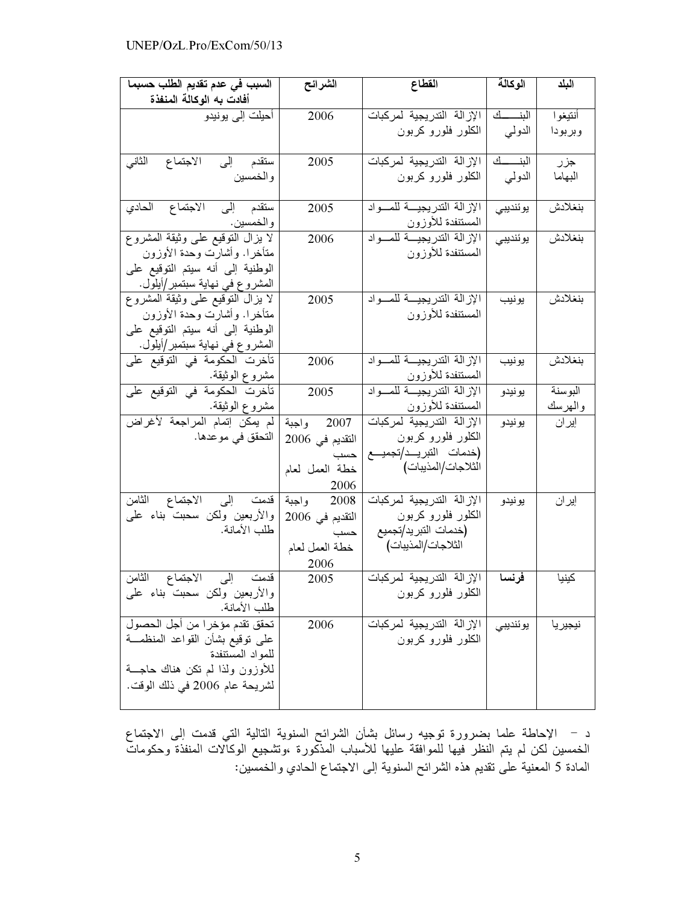| البلد | الوكالة | القطاع | الشرائح | السبب في عدم تقديم الطلب حسبما أفادت به الوكالة المنفذة |
|---|---|---|---|---|
| أنتيغوا وبربودا | البنك الدولي | الإزالة التدريجية لمركبات الكلور فلورو كربون | 2006 | أحيلت إلى يونيدو |
| جزر البهاما | البنك الدولي | الإزالة التدريجية لمركبات الكلور فلورو كربون | 2005 | ستقدم إلى الاجتماع الثاني والخمسين |
| بنغلادش | يوئنديبي | الإزالة التدريجية للمواد المستنفدة للأوزون | 2005 | ستقدم إلى الاجتماع الحادي والخمسين. |
| بنغلادش | يوئنديبي | الإزالة التدريجية للمواد المستنفدة للأوزون | 2006 | لا يزال التوقيع على وثيقة المشروع متأخرا. وأشارت وحدة الأوزون الوطنية إلى أنه سيتم التوقيع على المشروع في نهاية سبتمبر/أيلول. |
| بنغلادش | يونيب | الإزالة التدريجية للمواد المستنفدة للأوزون | 2005 | لا يزال التوقيع على وثيقة المشروع متأخرا. وأشارت وحدة الأوزون الوطنية إلى أنه سيتم التوقيع على المشروع في نهاية سبتمبر/أيلول. |
| بنغلادش | يونيب | الإزالة التدريجية للمواد المستنفدة للأوزون | 2006 | تأخرت الحكومة في التوقيع على مشروع الوثيقة. |
| البوسنة والهرسك | يونيدو | الإزالة التدريجية للمواد المستنفدة للأوزون | 2005 | تأخرت الحكومة في التوقيع على مشروع الوثيقة. |
| إيران | يونيدو | الإزالة التدريجية لمركبات الكلور فلورو كربون (خدمات التبريد/تجميع الثلاجات/المذيبات) | 2007 واجبة التقديم في 2006 حسب خطة العمل لعام 2006 | لم يمكن إتمام المراجعة لأغراض التحقق في موعدها. |
| إيران | يونيدو | الإزالة التدريجية لمركبات الكلور فلورو كربون (خدمات التبريد/تجميع الثلاجات/المذيبات) | 2008 واجبة التقديم في 2006 حسب خطة العمل لعام 2006 | قدمت إلى الاجتماع الثامن والأربعين ولكن سحبت بناء على طلب الأمانة. |
| كينيا | **فرنسا** | الإزالة التدريجية لمركبات الكلور فلورو كربون | 2005 | قدمت إلى الاجتماع الثامن والأربعين ولكن سحبت بناء على طلب الأمانة. |
| نيجيريا | يوئنديبي | الإزالة التدريجية لمركبات الكلور فلورو كربون | 2006 | تحقق تقدم مؤخرا من أجل الحصول على توقيع بشأن القواعد المنظمة للمواد المستنفدة للأوزون ولذا لم تكن هناك حاجة لشريحة عام 2006 في ذلك الوقت. |

د - الإحاطة علما بضرورة توجيه رسائل بشأن الشرائح السنوية التالية التي قدمت إلى الاجتماع الخمسين لكن لم يتم النظر فيها للموافقة عليها للأسباب المذكورة ،وتشجيع الوكالات المنفذة وحكومات المادة 5 المعنية على تقديم هذه الشرائح السنوية إلى الاجتماع الحادي والخمسين: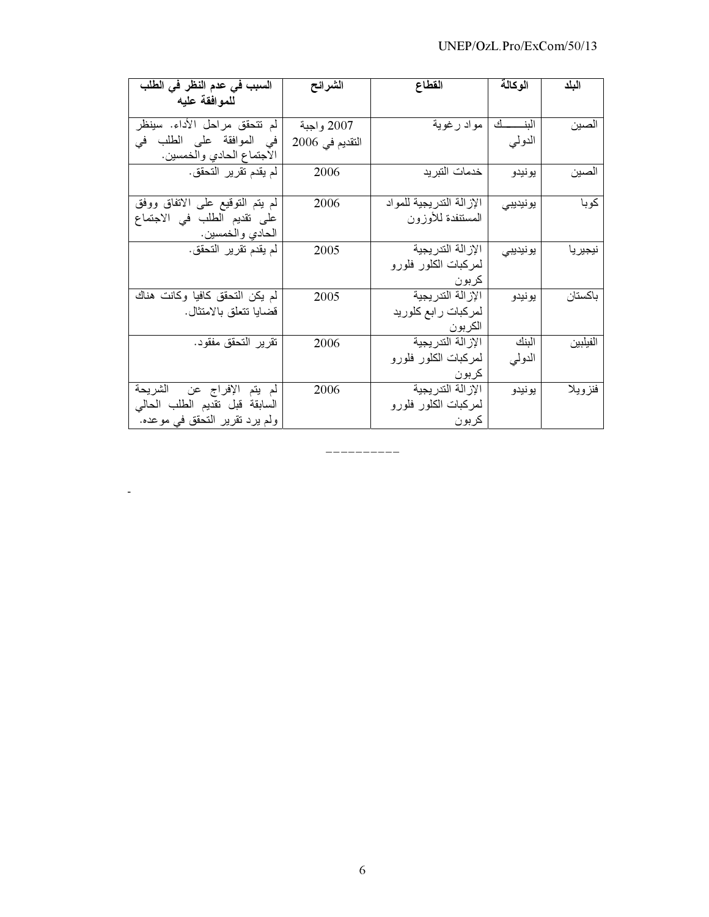| البلد | الوكالة | القطاع | الشرائح | السبب في عدم النظر في الطلب للموافقة عليه |
|---|---|---|---|---|
| الصين | البنك الدولي | مواد رغوية | 2007 واجبة التقديم في 2006 | لم تتحقق مراحل الأداء. سينظر في الموافقة على الطلب في الاجتماع الحادي والخمسين. |
| الصين | يونيدو | خدمات التبريد | 2006 | لم يقدم تقرير التحقق. |
| كوبا | يونيديبي | الإزالة التدريجية للمواد المستنفدة للأوزون | 2006 | لم يتم التوقيع على الاتفاق ووفق على تقديم الطلب في الاجتماع الحادي والخمسين. |
| نيجيريا | يونيديبي | الإزالة التدريجية لمركبات الكلور فلورو كربون | 2005 | لم يقدم تقرير التحقق. |
| باكستان | يونيدو | الإزالة التدريجية لمركبات رابع كلوريد الكربون | 2005 | لم يكن التحقق كافيا وكانت هناك قضايا تتعلق بالامتثال. |
| الفيلبين | البنك الدولي | الإزالة التدريجية لمركبات الكلور فلورو كربون | 2006 | تقرير التحقق مفقود. |
| فنزويلا | يونيدو | الإزالة التدريجية لمركبات الكلور فلورو كربون | 2006 | لم يتم الإفراج عن الشريحة السابقة قبل تقديم الطلب الحالي ولم يرد تقرير التحقق في موعده. |

----------